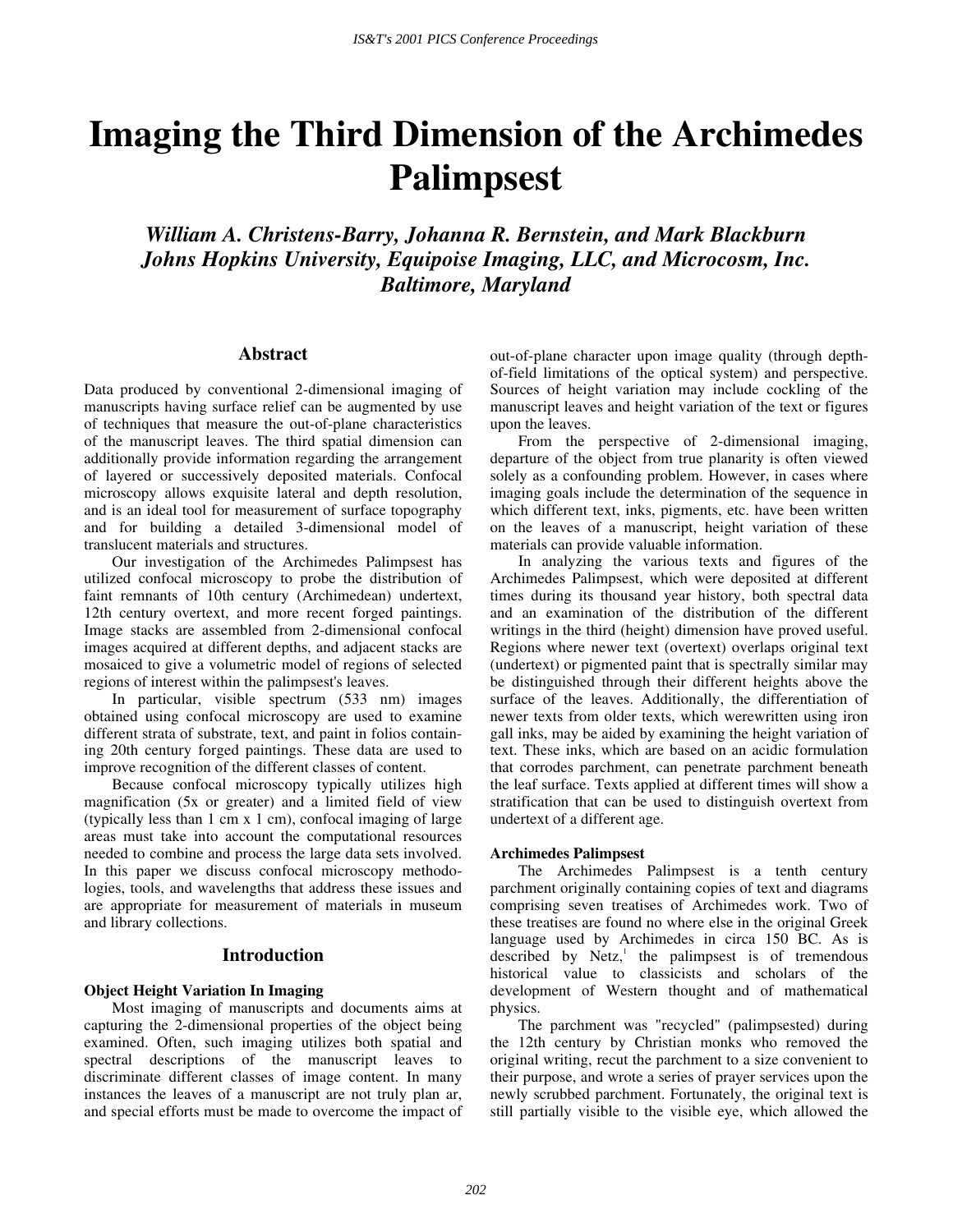# Imaging the Third Dimension of the Archimedes Palimpsest

***William A. Christens-Barry, Johanna R. Bernstein, and Mark Blackburn***
***Johns Hopkins University, Equipoise Imaging, LLC, and Microcosm, Inc.***
***Baltimore, Maryland***

## Abstract

Data produced by conventional 2-dimensional imaging of manuscripts having surface relief can be augmented by use of techniques that measure the out-of-plane characteristics of the manuscript leaves. The third spatial dimension can additionally provide information regarding the arrangement of layered or successively deposited materials. Confocal microscopy allows exquisite lateral and depth resolution, and is an ideal tool for measurement of surface topography and for building a detailed 3-dimensional model of translucent materials and structures.

Our investigation of the Archimedes Palimpsest has utilized confocal microscopy to probe the distribution of faint remnants of 10th century (Archimedean) undertext, 12th century overtext, and more recent forged paintings. Image stacks are assembled from 2-dimensional confocal images acquired at different depths, and adjacent stacks are mosaiced to give a volumetric model of regions of selected regions of interest within the palimpsest's leaves.

In particular, visible spectrum (533 nm) images obtained using confocal microscopy are used to examine different strata of substrate, text, and paint in folios containing 20th century forged paintings. These data are used to improve recognition of the different classes of content.

Because confocal microscopy typically utilizes high magnification (5x or greater) and a limited field of view (typically less than 1 cm x 1 cm), confocal imaging of large areas must take into account the computational resources needed to combine and process the large data sets involved. In this paper we discuss confocal microscopy methodologies, tools, and wavelengths that address these issues and are appropriate for measurement of materials in museum and library collections.

## Introduction

### Object Height Variation In Imaging

Most imaging of manuscripts and documents aims at capturing the 2-dimensional properties of the object being examined. Often, such imaging utilizes both spatial and spectral descriptions of the manuscript leaves to discriminate different classes of image content. In many instances the leaves of a manuscript are not truly plan ar, and special efforts must be made to overcome the impact of out-of-plane character upon image quality (through depth-of-field limitations of the optical system) and perspective. Sources of height variation may include cockling of the manuscript leaves and height variation of the text or figures upon the leaves.

From the perspective of 2-dimensional imaging, departure of the object from true planarity is often viewed solely as a confounding problem. However, in cases where imaging goals include the determination of the sequence in which different text, inks, pigments, etc. have been written on the leaves of a manuscript, height variation of these materials can provide valuable information.

In analyzing the various texts and figures of the Archimedes Palimpsest, which were deposited at different times during its thousand year history, both spectral data and an examination of the distribution of the different writings in the third (height) dimension have proved useful. Regions where newer text (overtext) overlaps original text (undertext) or pigmented paint that is spectrally similar may be distinguished through their different heights above the surface of the leaves. Additionally, the differentiation of newer texts from older texts, which werewritten using iron gall inks, may be aided by examining the height variation of text. These inks, which are based on an acidic formulation that corrodes parchment, can penetrate parchment beneath the leaf surface. Texts applied at different times will show a stratification that can be used to distinguish overtext from undertext of a different age.

### Archimedes Palimpsest

The Archimedes Palimpsest is a tenth century parchment originally containing copies of text and diagrams comprising seven treatises of Archimedes work. Two of these treatises are found no where else in the original Greek language used by Archimedes in circa 150 BC. As is described by Netz,[1] the palimpsest is of tremendous historical value to classicists and scholars of the development of Western thought and of mathematical physics.

The parchment was "recycled" (palimpsested) during the 12th century by Christian monks who removed the original writing, recut the parchment to a size convenient to their purpose, and wrote a series of prayer services upon the newly scrubbed parchment. Fortunately, the original text is still partially visible to the visible eye, which allowed the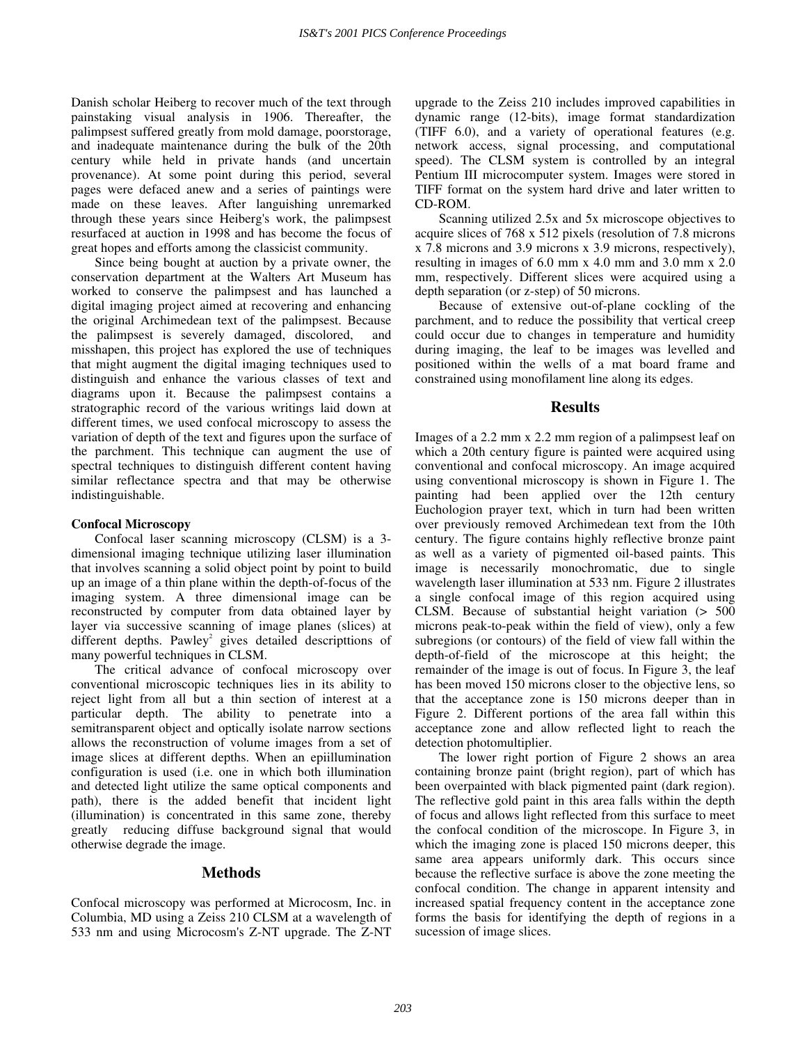Danish scholar Heiberg to recover much of the text through painstaking visual analysis in 1906. Thereafter, the palimpsest suffered greatly from mold damage, poorstorage, and inadequate maintenance during the bulk of the 20th century while held in private hands (and uncertain provenance). At some point during this period, several pages were defaced anew and a series of paintings were made on these leaves. After languishing unremarked through these years since Heiberg's work, the palimpsest resurfaced at auction in 1998 and has become the focus of great hopes and efforts among the classicist community.

Since being bought at auction by a private owner, the conservation department at the Walters Art Museum has worked to conserve the palimpsest and has launched a digital imaging project aimed at recovering and enhancing the original Archimedean text of the palimpsest. Because the palimpsest is severely damaged, discolored, and misshapen, this project has explored the use of techniques that might augment the digital imaging techniques used to distinguish and enhance the various classes of text and diagrams upon it. Because the palimpsest contains a stratographic record of the various writings laid down at different times, we used confocal microscopy to assess the variation of depth of the text and figures upon the surface of the parchment. This technique can augment the use of spectral techniques to distinguish different content having similar reflectance spectra and that may be otherwise indistinguishable.

**Confocal Microscopy**

Confocal laser scanning microscopy (CLSM) is a 3-dimensional imaging technique utilizing laser illumination that involves scanning a solid object point by point to build up an image of a thin plane within the depth-of-focus of the imaging system. A three dimensional image can be reconstructed by computer from data obtained layer by layer via successive scanning of image planes (slices) at different depths. Pawley[2] gives detailed descripttions of many powerful techniques in CLSM.

The critical advance of confocal microscopy over conventional microscopic techniques lies in its ability to reject light from all but a thin section of interest at a particular depth. The ability to penetrate into a semitransparent object and optically isolate narrow sections allows the reconstruction of volume images from a set of image slices at different depths. When an epiillumination configuration is used (i.e. one in which both illumination and detected light utilize the same optical components and path), there is the added benefit that incident light (illumination) is concentrated in this same zone, thereby greatly reducing diffuse background signal that would otherwise degrade the image.

## Methods

Confocal microscopy was performed at Microcosm, Inc. in Columbia, MD using a Zeiss 210 CLSM at a wavelength of 533 nm and using Microcosm's Z-NT upgrade. The Z-NT upgrade to the Zeiss 210 includes improved capabilities in dynamic range (12-bits), image format standardization (TIFF 6.0), and a variety of operational features (e.g. network access, signal processing, and computational speed). The CLSM system is controlled by an integral Pentium III microcomputer system. Images were stored in TIFF format on the system hard drive and later written to CD-ROM.

Scanning utilized 2.5x and 5x microscope objectives to acquire slices of 768 x 512 pixels (resolution of 7.8 microns x 7.8 microns and 3.9 microns x 3.9 microns, respectively), resulting in images of 6.0 mm x 4.0 mm and 3.0 mm x 2.0 mm, respectively. Different slices were acquired using a depth separation (or z-step) of 50 microns.

Because of extensive out-of-plane cockling of the parchment, and to reduce the possibility that vertical creep could occur due to changes in temperature and humidity during imaging, the leaf to be images was levelled and positioned within the wells of a mat board frame and constrained using monofilament line along its edges.

## Results

Images of a 2.2 mm x 2.2 mm region of a palimpsest leaf on which a 20th century figure is painted were acquired using conventional and confocal microscopy. An image acquired using conventional microscopy is shown in Figure 1. The painting had been applied over the 12th century Euchologion prayer text, which in turn had been written over previously removed Archimedean text from the 10th century. The figure contains highly reflective bronze paint as well as a variety of pigmented oil-based paints. This image is necessarily monochromatic, due to single wavelength laser illumination at 533 nm. Figure 2 illustrates a single confocal image of this region acquired using CLSM. Because of substantial height variation (> 500 microns peak-to-peak within the field of view), only a few subregions (or contours) of the field of view fall within the depth-of-field of the microscope at this height; the remainder of the image is out of focus. In Figure 3, the leaf has been moved 150 microns closer to the objective lens, so that the acceptance zone is 150 microns deeper than in Figure 2. Different portions of the area fall within this acceptance zone and allow reflected light to reach the detection photomultiplier.

The lower right portion of Figure 2 shows an area containing bronze paint (bright region), part of which has been overpainted with black pigmented paint (dark region). The reflective gold paint in this area falls within the depth of focus and allows light reflected from this surface to meet the confocal condition of the microscope. In Figure 3, in which the imaging zone is placed 150 microns deeper, this same area appears uniformly dark. This occurs since because the reflective surface is above the zone meeting the confocal condition. The change in apparent intensity and increased spatial frequency content in the acceptance zone forms the basis for identifying the depth of regions in a sucession of image slices.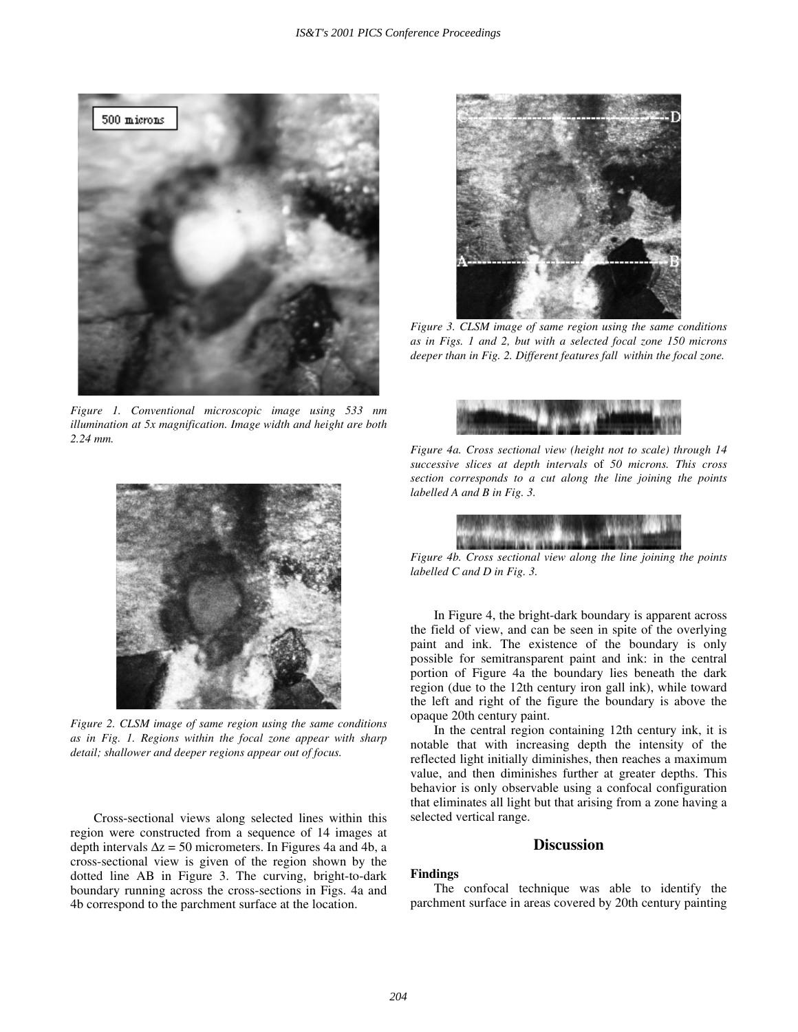Figure 1. Conventional microscopic image using 533 nm illumination at 5x magnification. Image width and height are both 2.24 mm.

Figure 2. CLSM image of same region using the same conditions as in Fig. 1. Regions within the focal zone appear with sharp detail; shallower and deeper regions appear out of focus.

Cross-sectional views along selected lines within this region were constructed from a sequence of 14 images at depth intervals $\Delta z = 50$ micrometers. In Figures 4a and 4b, a cross-sectional view is given of the region shown by the dotted line AB in Figure 3. The curving, bright-to-dark boundary running across the cross-sections in Figs. 4a and 4b correspond to the parchment surface at the location.

Figure 3. CLSM image of same region using the same conditions as in Figs. 1 and 2, but with a selected focal zone 150 microns deeper than in Fig. 2. Different features fall within the focal zone.

Figure 4a. Cross sectional view (height not to scale) through 14 successive slices at depth intervals of 50 microns. This cross section corresponds to a cut along the line joining the points labelled A and B in Fig. 3.

Figure 4b. Cross sectional view along the line joining the points labelled C and D in Fig. 3.

In Figure 4, the bright-dark boundary is apparent across the field of view, and can be seen in spite of the overlying paint and ink. The existence of the boundary is only possible for semitransparent paint and ink: in the central portion of Figure 4a the boundary lies beneath the dark region (due to the 12th century iron gall ink), while toward the left and right of the figure the boundary is above the opaque 20th century paint.

In the central region containing 12th century ink, it is notable that with increasing depth the intensity of the reflected light initially diminishes, then reaches a maximum value, and then diminishes further at greater depths. This behavior is only observable using a confocal configuration that eliminates all light but that arising from a zone having a selected vertical range.

## Discussion

**Findings**

The confocal technique was able to identify the parchment surface in areas covered by 20th century painting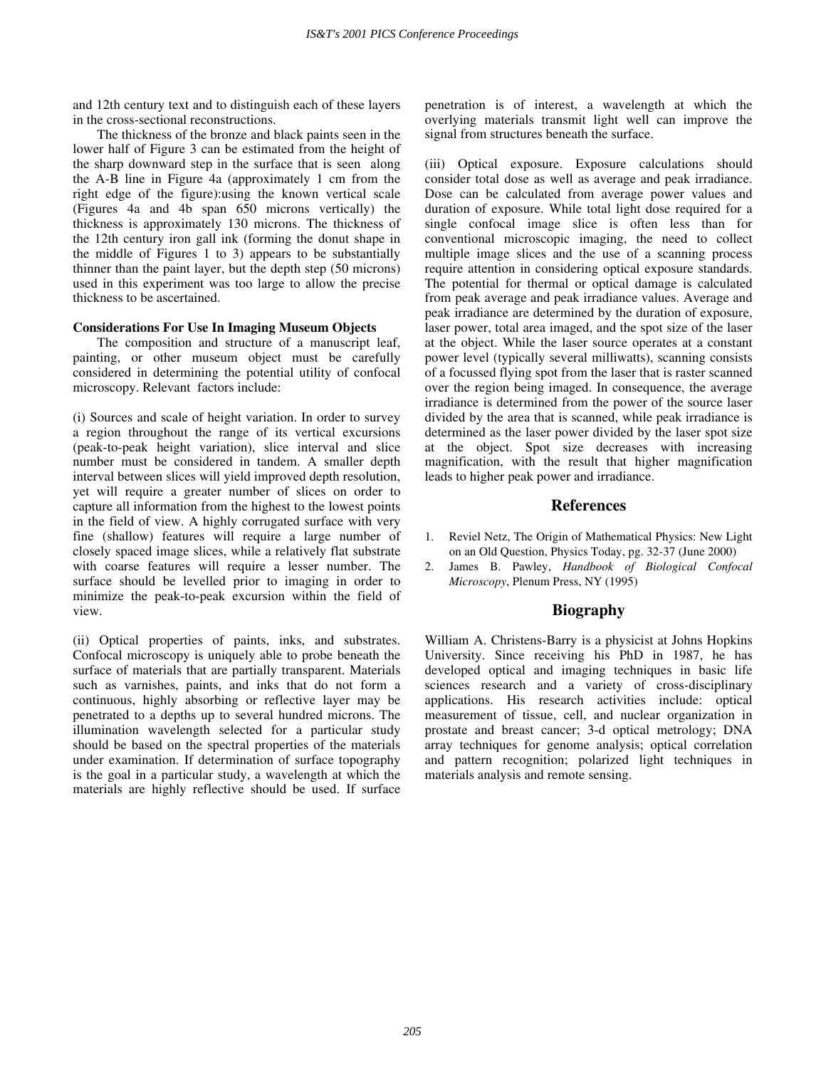and 12th century text and to distinguish each of these layers in the cross-sectional reconstructions.

The thickness of the bronze and black paints seen in the lower half of Figure 3 can be estimated from the height of the sharp downward step in the surface that is seen along the A-B line in Figure 4a (approximately 1 cm from the right edge of the figure):using the known vertical scale (Figures 4a and 4b span 650 microns vertically) the thickness is approximately 130 microns. The thickness of the 12th century iron gall ink (forming the donut shape in the middle of Figures 1 to 3) appears to be substantially thinner than the paint layer, but the depth step (50 microns) used in this experiment was too large to allow the precise thickness to be ascertained.

### Considerations For Use In Imaging Museum Objects

The composition and structure of a manuscript leaf, painting, or other museum object must be carefully considered in determining the potential utility of confocal microscopy. Relevant factors include:

(i) Sources and scale of height variation. In order to survey a region throughout the range of its vertical excursions (peak-to-peak height variation), slice interval and slice number must be considered in tandem. A smaller depth interval between slices will yield improved depth resolution, yet will require a greater number of slices on order to capture all information from the highest to the lowest points in the field of view. A highly corrugated surface with very fine (shallow) features will require a large number of closely spaced image slices, while a relatively flat substrate with coarse features will require a lesser number. The surface should be levelled prior to imaging in order to minimize the peak-to-peak excursion within the field of view.

(ii) Optical properties of paints, inks, and substrates. Confocal microscopy is uniquely able to probe beneath the surface of materials that are partially transparent. Materials such as varnishes, paints, and inks that do not form a continuous, highly absorbing or reflective layer may be penetrated to a depths up to several hundred microns. The illumination wavelength selected for a particular study should be based on the spectral properties of the materials under examination. If determination of surface topography is the goal in a particular study, a wavelength at which the materials are highly reflective should be used. If surface penetration is of interest, a wavelength at which the overlying materials transmit light well can improve the signal from structures beneath the surface.

(iii) Optical exposure. Exposure calculations should consider total dose as well as average and peak irradiance. Dose can be calculated from average power values and duration of exposure. While total light dose required for a single confocal image slice is often less than for conventional microscopic imaging, the need to collect multiple image slices and the use of a scanning process require attention in considering optical exposure standards. The potential for thermal or optical damage is calculated from peak average and peak irradiance values. Average and peak irradiance are determined by the duration of exposure, laser power, total area imaged, and the spot size of the laser at the object. While the laser source operates at a constant power level (typically several milliwatts), scanning consists of a focussed flying spot from the laser that is raster scanned over the region being imaged. In consequence, the average irradiance is determined from the power of the source laser divided by the area that is scanned, while peak irradiance is determined as the laser power divided by the laser spot size at the object. Spot size decreases with increasing magnification, with the result that higher magnification leads to higher peak power and irradiance.

## References

1. Reviel Netz, The Origin of Mathematical Physics: New Light on an Old Question, Physics Today, pg. 32-37 (June 2000)
2. James B. Pawley, *Handbook of Biological Confocal Microscopy*, Plenum Press, NY (1995)

## Biography

William A. Christens-Barry is a physicist at Johns Hopkins University. Since receiving his PhD in 1987, he has developed optical and imaging techniques in basic life sciences research and a variety of cross-disciplinary applications. His research activities include: optical measurement of tissue, cell, and nuclear organization in prostate and breast cancer; 3-d optical metrology; DNA array techniques for genome analysis; optical correlation and pattern recognition; polarized light techniques in materials analysis and remote sensing.